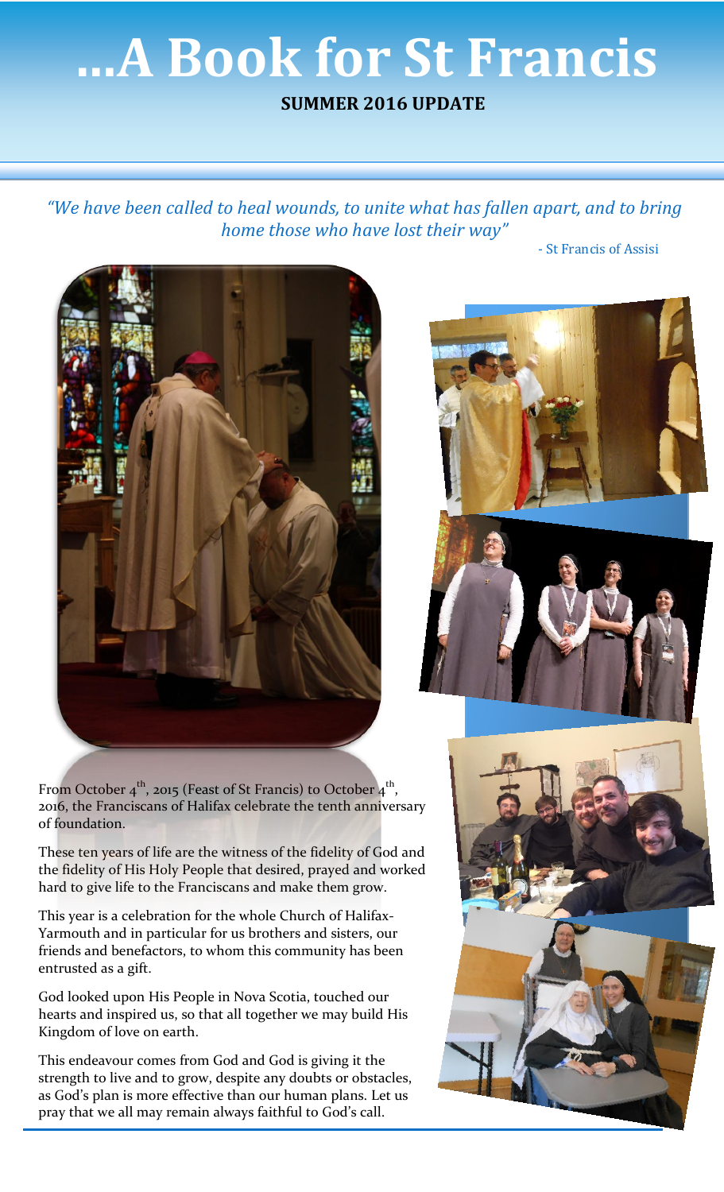# …A Book for St Francis

**SUMMER 2016 UPDATE**

*"We have been called to heal wounds, to unite what has fallen apart, and to bring home those who have lost their way"*

- St Francis of Assisi

From October 4th, 2015 (Feast of St Francis) to October 4th, 2016, the Franciscans of Halifax celebrate the tenth anniversary of foundation.

These ten years of life are the witness of the fidelity of God and the fidelity of His Holy People that desired, prayed and worked hard to give life to the Franciscans and make them grow.

This year is a celebration for the whole Church of Halifax-Yarmouth and in particular for us brothers and sisters, our friends and benefactors, to whom this community has been entrusted as a gift.

God looked upon His People in Nova Scotia, touched our hearts and inspired us, so that all together we may build His Kingdom of love on earth.

This endeavour comes from God and God is giving it the strength to live and to grow, despite any doubts or obstacles, as God's plan is more effective than our human plans. Let us pray that we all may remain always faithful to God's call.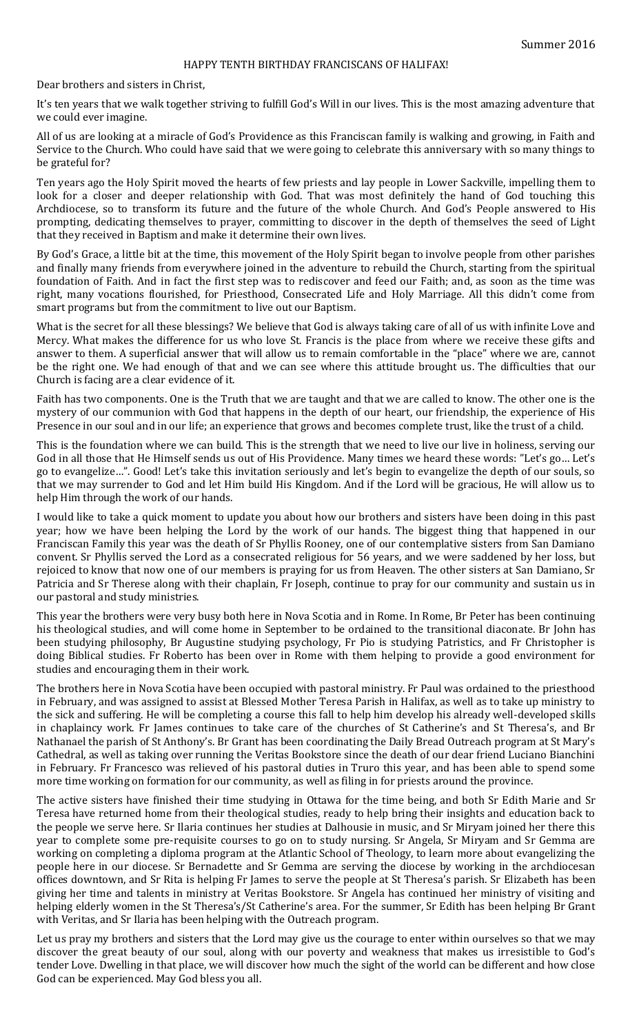Summer 2016

HAPPY TENTH BIRTHDAY FRANCISCANS OF HALIFAX!

Dear brothers and sisters in Christ,

It's ten years that we walk together striving to fulfill God's Will in our lives. This is the most amazing adventure that we could ever imagine.

All of us are looking at a miracle of God's Providence as this Franciscan family is walking and growing, in Faith and Service to the Church. Who could have said that we were going to celebrate this anniversary with so many things to be grateful for?

Ten years ago the Holy Spirit moved the hearts of few priests and lay people in Lower Sackville, impelling them to look for a closer and deeper relationship with God. That was most definitely the hand of God touching this Archdiocese, so to transform its future and the future of the whole Church. And God's People answered to His prompting, dedicating themselves to prayer, committing to discover in the depth of themselves the seed of Light that they received in Baptism and make it determine their own lives.

By God's Grace, a little bit at the time, this movement of the Holy Spirit began to involve people from other parishes and finally many friends from everywhere joined in the adventure to rebuild the Church, starting from the spiritual foundation of Faith. And in fact the first step was to rediscover and feed our Faith; and, as soon as the time was right, many vocations flourished, for Priesthood, Consecrated Life and Holy Marriage. All this didn't come from smart programs but from the commitment to live out our Baptism.

What is the secret for all these blessings? We believe that God is always taking care of all of us with infinite Love and Mercy. What makes the difference for us who love St. Francis is the place from where we receive these gifts and answer to them. A superficial answer that will allow us to remain comfortable in the "place" where we are, cannot be the right one. We had enough of that and we can see where this attitude brought us. The difficulties that our Church is facing are a clear evidence of it.

Faith has two components. One is the Truth that we are taught and that we are called to know. The other one is the mystery of our communion with God that happens in the depth of our heart, our friendship, the experience of His Presence in our soul and in our life; an experience that grows and becomes complete trust, like the trust of a child.

This is the foundation where we can build. This is the strength that we need to live our live in holiness, serving our God in all those that He Himself sends us out of His Providence. Many times we heard these words: "Let's go… Let's go to evangelize…". Good! Let's take this invitation seriously and let's begin to evangelize the depth of our souls, so that we may surrender to God and let Him build His Kingdom. And if the Lord will be gracious, He will allow us to help Him through the work of our hands.

I would like to take a quick moment to update you about how our brothers and sisters have been doing in this past year; how we have been helping the Lord by the work of our hands. The biggest thing that happened in our Franciscan Family this year was the death of Sr Phyllis Rooney, one of our contemplative sisters from San Damiano convent. Sr Phyllis served the Lord as a consecrated religious for 56 years, and we were saddened by her loss, but rejoiced to know that now one of our members is praying for us from Heaven. The other sisters at San Damiano, Sr Patricia and Sr Therese along with their chaplain, Fr Joseph, continue to pray for our community and sustain us in our pastoral and study ministries.

This year the brothers were very busy both here in Nova Scotia and in Rome. In Rome, Br Peter has been continuing his theological studies, and will come home in September to be ordained to the transitional diaconate. Br John has been studying philosophy, Br Augustine studying psychology, Fr Pio is studying Patristics, and Fr Christopher is doing Biblical studies. Fr Roberto has been over in Rome with them helping to provide a good environment for studies and encouraging them in their work.

The brothers here in Nova Scotia have been occupied with pastoral ministry. Fr Paul was ordained to the priesthood in February, and was assigned to assist at Blessed Mother Teresa Parish in Halifax, as well as to take up ministry to the sick and suffering. He will be completing a course this fall to help him develop his already well-developed skills in chaplaincy work. Fr James continues to take care of the churches of St Catherine's and St Theresa's, and Br Nathanael the parish of St Anthony's. Br Grant has been coordinating the Daily Bread Outreach program at St Mary's Cathedral, as well as taking over running the Veritas Bookstore since the death of our dear friend Luciano Bianchini in February. Fr Francesco was relieved of his pastoral duties in Truro this year, and has been able to spend some more time working on formation for our community, as well as filing in for priests around the province.

The active sisters have finished their time studying in Ottawa for the time being, and both Sr Edith Marie and Sr Teresa have returned home from their theological studies, ready to help bring their insights and education back to the people we serve here. Sr Ilaria continues her studies at Dalhousie in music, and Sr Miryam joined her there this year to complete some pre-requisite courses to go on to study nursing. Sr Angela, Sr Miryam and Sr Gemma are working on completing a diploma program at the Atlantic School of Theology, to learn more about evangelizing the people here in our diocese. Sr Bernadette and Sr Gemma are serving the diocese by working in the archdiocesan offices downtown, and Sr Rita is helping Fr James to serve the people at St Theresa's parish. Sr Elizabeth has been giving her time and talents in ministry at Veritas Bookstore. Sr Angela has continued her ministry of visiting and helping elderly women in the St Theresa's/St Catherine's area. For the summer, Sr Edith has been helping Br Grant with Veritas, and Sr Ilaria has been helping with the Outreach program.

Let us pray my brothers and sisters that the Lord may give us the courage to enter within ourselves so that we may discover the great beauty of our soul, along with our poverty and weakness that makes us irresistible to God's tender Love. Dwelling in that place, we will discover how much the sight of the world can be different and how close God can be experienced. May God bless you all.